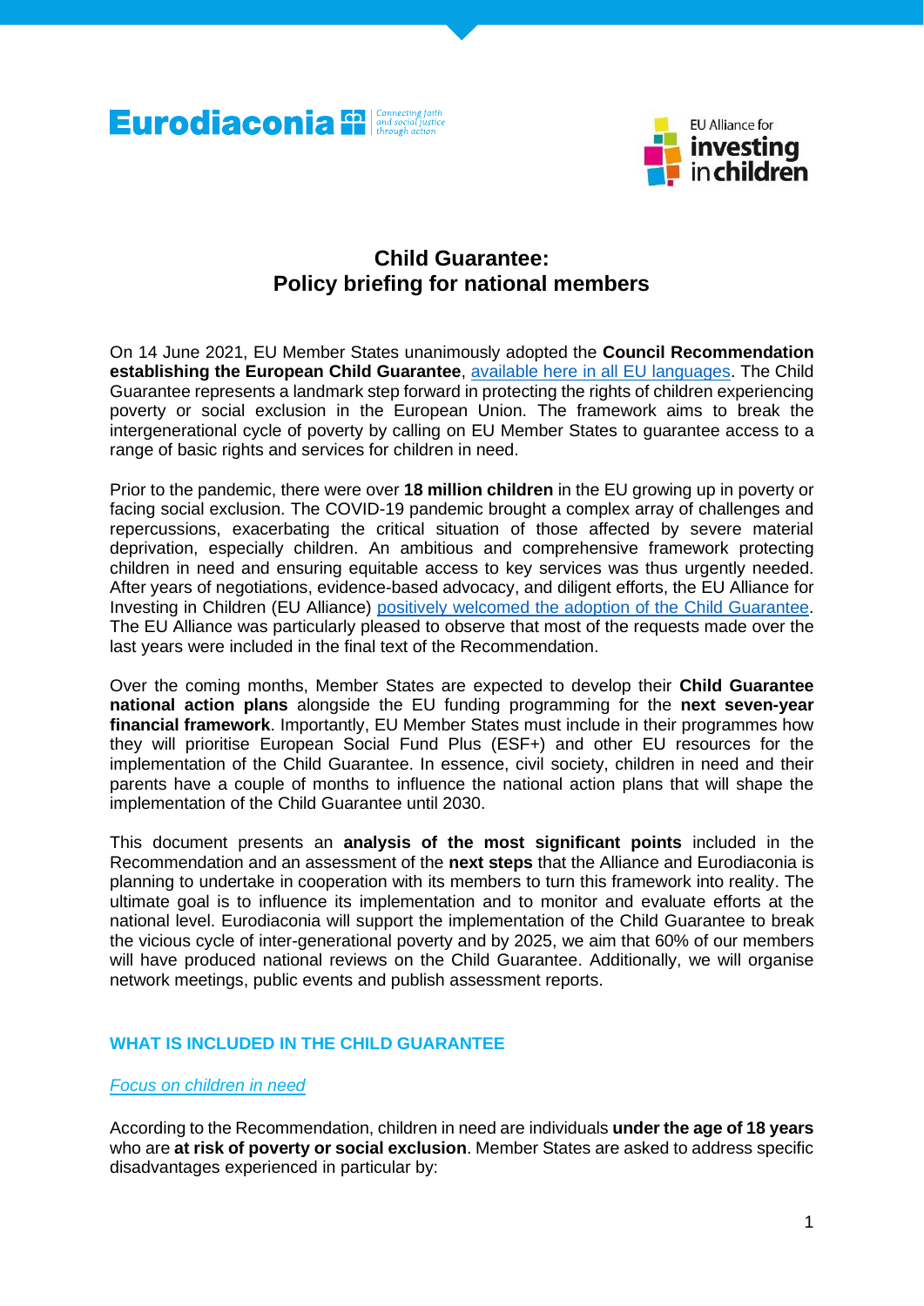# Child Guarantee: Policy briefing for national members

On 14 June 2021, EU Member States unanimously adopted the **Council Recommendation establishing the European Child Guarantee**, available here in all EU languages. The Child Guarantee represents a landmark step forward in protecting the rights of children experiencing poverty or social exclusion in the European Union. The framework aims to break the intergenerational cycle of poverty by calling on EU Member States to guarantee access to a range of basic rights and services for children in need.

Prior to the pandemic, there were over **18 million children** in the EU growing up in poverty or facing social exclusion. The COVID-19 pandemic brought a complex array of challenges and repercussions, exacerbating the critical situation of those affected by severe material deprivation, especially children. An ambitious and comprehensive framework protecting children in need and ensuring equitable access to key services was thus urgently needed. After years of negotiations, evidence-based advocacy, and diligent efforts, the EU Alliance for Investing in Children (EU Alliance) positively welcomed the adoption of the Child Guarantee. The EU Alliance was particularly pleased to observe that most of the requests made over the last years were included in the final text of the Recommendation.

Over the coming months, Member States are expected to develop their **Child Guarantee national action plans** alongside the EU funding programming for the **next seven-year financial framework**. Importantly, EU Member States must include in their programmes how they will prioritise European Social Fund Plus (ESF+) and other EU resources for the implementation of the Child Guarantee. In essence, civil society, children in need and their parents have a couple of months to influence the national action plans that will shape the implementation of the Child Guarantee until 2030.

This document presents an **analysis of the most significant points** included in the Recommendation and an assessment of the **next steps** that the Alliance and Eurodiaconia is planning to undertake in cooperation with its members to turn this framework into reality. The ultimate goal is to influence its implementation and to monitor and evaluate efforts at the national level. Eurodiaconia will support the implementation of the Child Guarantee to break the vicious cycle of inter-generational poverty and by 2025, we aim that 60% of our members will have produced national reviews on the Child Guarantee. Additionally, we will organise network meetings, public events and publish assessment reports.

## WHAT IS INCLUDED IN THE CHILD GUARANTEE

### *Focus on children in need*

According to the Recommendation, children in need are individuals **under the age of 18 years** who are **at risk of poverty or social exclusion**. Member States are asked to address specific disadvantages experienced in particular by: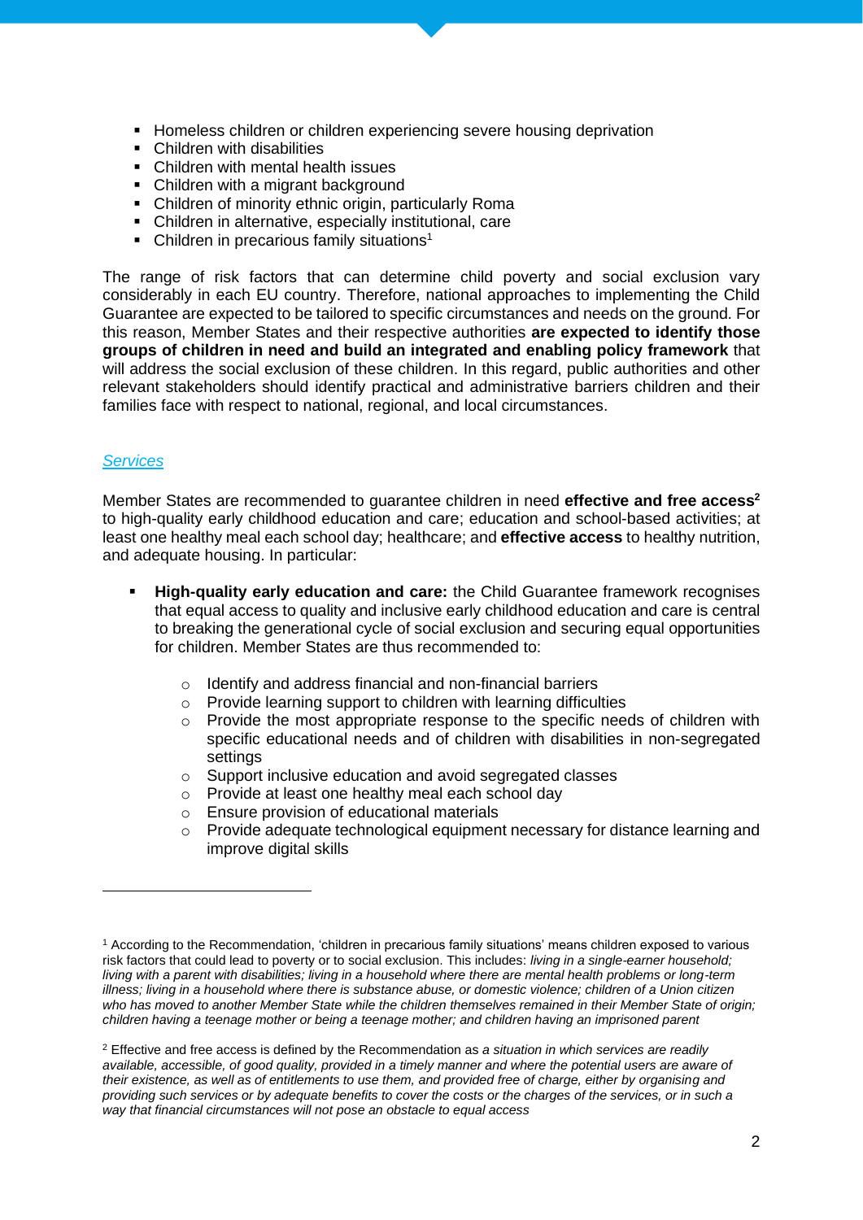- Homeless children or children experiencing severe housing deprivation
- Children with disabilities
- Children with mental health issues
- Children with a migrant background
- Children of minority ethnic origin, particularly Roma
- Children in alternative, especially institutional, care
- Children in precarious family situations[1]

The range of risk factors that can determine child poverty and social exclusion vary considerably in each EU country. Therefore, national approaches to implementing the Child Guarantee are expected to be tailored to specific circumstances and needs on the ground. For this reason, Member States and their respective authorities **are expected to identify those groups of children in need and build an integrated and enabling policy framework** that will address the social exclusion of these children. In this regard, public authorities and other relevant stakeholders should identify practical and administrative barriers children and their families face with respect to national, regional, and local circumstances.

### *Services*

Member States are recommended to guarantee children in need **effective and free access**[2] to high-quality early childhood education and care; education and school-based activities; at least one healthy meal each school day; healthcare; and **effective access** to healthy nutrition, and adequate housing. In particular:

- **High-quality early education and care:** the Child Guarantee framework recognises that equal access to quality and inclusive early childhood education and care is central to breaking the generational cycle of social exclusion and securing equal opportunities for children. Member States are thus recommended to:
    - Identify and address financial and non-financial barriers
    - Provide learning support to children with learning difficulties
    - Provide the most appropriate response to the specific needs of children with specific educational needs and of children with disabilities in non-segregated settings
    - Support inclusive education and avoid segregated classes
    - Provide at least one healthy meal each school day
    - Ensure provision of educational materials
    - Provide adequate technological equipment necessary for distance learning and improve digital skills

---

[1] According to the Recommendation, 'children in precarious family situations' means children exposed to various risk factors that could lead to poverty or to social exclusion. This includes: *living in a single-earner household; living with a parent with disabilities; living in a household where there are mental health problems or long-term illness; living in a household where there is substance abuse, or domestic violence; children of a Union citizen who has moved to another Member State while the children themselves remained in their Member State of origin; children having a teenage mother or being a teenage mother; and children having an imprisoned parent*

[2] Effective and free access is defined by the Recommendation as *a situation in which services are readily available, accessible, of good quality, provided in a timely manner and where the potential users are aware of their existence, as well as of entitlements to use them, and provided free of charge, either by organising and providing such services or by adequate benefits to cover the costs or the charges of the services, or in such a way that financial circumstances will not pose an obstacle to equal access*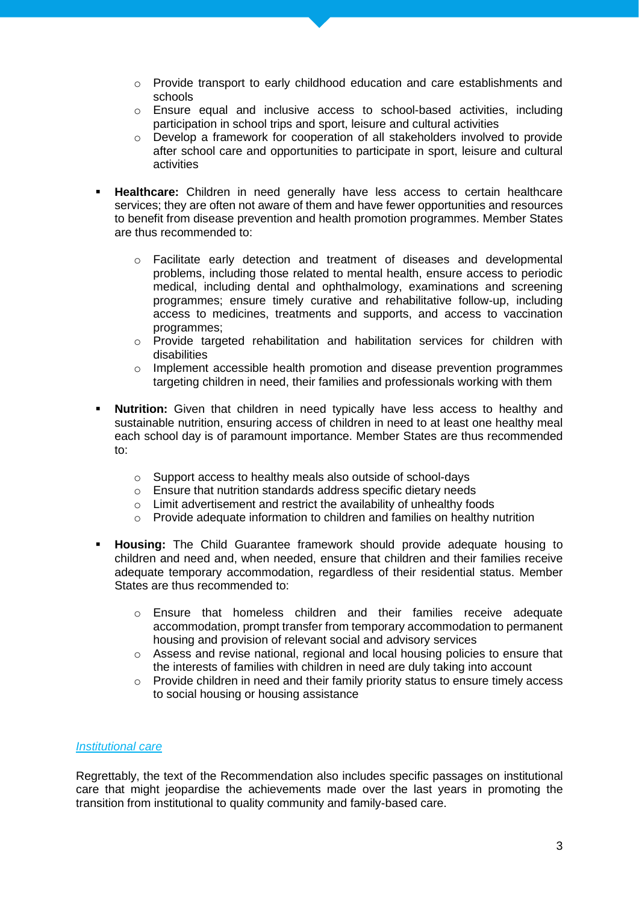- Provide transport to early childhood education and care establishments and schools
    - Ensure equal and inclusive access to school-based activities, including participation in school trips and sport, leisure and cultural activities
    - Develop a framework for cooperation of all stakeholders involved to provide after school care and opportunities to participate in sport, leisure and cultural activities

- **Healthcare:** Children in need generally have less access to certain healthcare services; they are often not aware of them and have fewer opportunities and resources to benefit from disease prevention and health promotion programmes. Member States are thus recommended to:

    - Facilitate early detection and treatment of diseases and developmental problems, including those related to mental health, ensure access to periodic medical, including dental and ophthalmology, examinations and screening programmes; ensure timely curative and rehabilitative follow-up, including access to medicines, treatments and supports, and access to vaccination programmes;
    - Provide targeted rehabilitation and habilitation services for children with disabilities
    - Implement accessible health promotion and disease prevention programmes targeting children in need, their families and professionals working with them

- **Nutrition:** Given that children in need typically have less access to healthy and sustainable nutrition, ensuring access of children in need to at least one healthy meal each school day is of paramount importance. Member States are thus recommended to:

    - Support access to healthy meals also outside of school-days
    - Ensure that nutrition standards address specific dietary needs
    - Limit advertisement and restrict the availability of unhealthy foods
    - Provide adequate information to children and families on healthy nutrition

- **Housing:** The Child Guarantee framework should provide adequate housing to children and need and, when needed, ensure that children and their families receive adequate temporary accommodation, regardless of their residential status. Member States are thus recommended to:

    - Ensure that homeless children and their families receive adequate accommodation, prompt transfer from temporary accommodation to permanent housing and provision of relevant social and advisory services
    - Assess and revise national, regional and local housing policies to ensure that the interests of families with children in need are duly taking into account
    - Provide children in need and their family priority status to ensure timely access to social housing or housing assistance

*Institutional care*

Regrettably, the text of the Recommendation also includes specific passages on institutional care that might jeopardise the achievements made over the last years in promoting the transition from institutional to quality community and family-based care.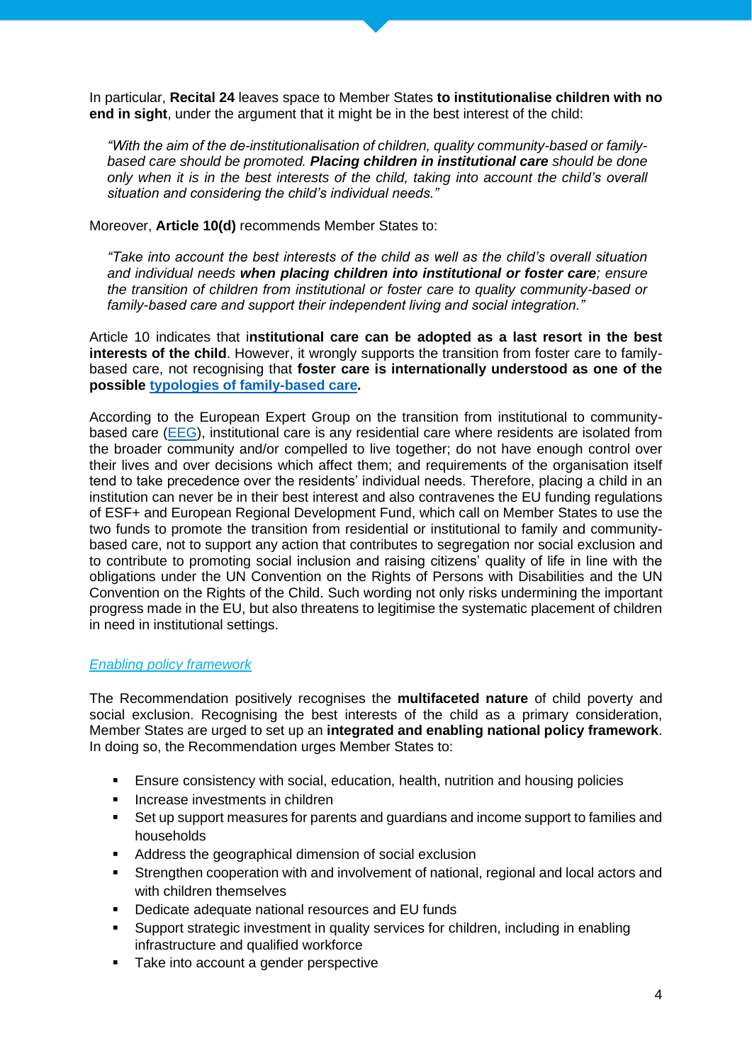In particular, **Recital 24** leaves space to Member States **to institutionalise children with no end in sight**, under the argument that it might be in the best interest of the child:

> *"With the aim of the de-institutionalisation of children, quality community-based or family-based care should be promoted.* ***Placing children in institutional care*** *should be done only when it is in the best interests of the child, taking into account the child's overall situation and considering the child's individual needs."*

Moreover, **Article 10(d)** recommends Member States to:

> *"Take into account the best interests of the child as well as the child's overall situation and individual needs* ***when placing children into institutional or foster care****; ensure the transition of children from institutional or foster care to quality community-based or family-based care and support their independent living and social integration."*

Article 10 indicates that i**nstitutional care can be adopted as a last resort in the best interests of the child**. However, it wrongly supports the transition from foster care to family-based care, not recognising that **foster care is internationally understood as one of the possible [typologies of family-based care](#).**

According to the European Expert Group on the transition from institutional to community-based care ([EEG](#)), institutional care is any residential care where residents are isolated from the broader community and/or compelled to live together; do not have enough control over their lives and over decisions which affect them; and requirements of the organisation itself tend to take precedence over the residents' individual needs. Therefore, placing a child in an institution can never be in their best interest and also contravenes the EU funding regulations of ESF+ and European Regional Development Fund, which call on Member States to use the two funds to promote the transition from residential or institutional to family and community-based care, not to support any action that contributes to segregation nor social exclusion and to contribute to promoting social inclusion and raising citizens' quality of life in line with the obligations under the UN Convention on the Rights of Persons with Disabilities and the UN Convention on the Rights of the Child. Such wording not only risks undermining the important progress made in the EU, but also threatens to legitimise the systematic placement of children in need in institutional settings.

*Enabling policy framework*

The Recommendation positively recognises the **multifaceted nature** of child poverty and social exclusion. Recognising the best interests of the child as a primary consideration, Member States are urged to set up an **integrated and enabling national policy framework**. In doing so, the Recommendation urges Member States to:

- Ensure consistency with social, education, health, nutrition and housing policies
- Increase investments in children
- Set up support measures for parents and guardians and income support to families and households
- Address the geographical dimension of social exclusion
- Strengthen cooperation with and involvement of national, regional and local actors and with children themselves
- Dedicate adequate national resources and EU funds
- Support strategic investment in quality services for children, including in enabling infrastructure and qualified workforce
- Take into account a gender perspective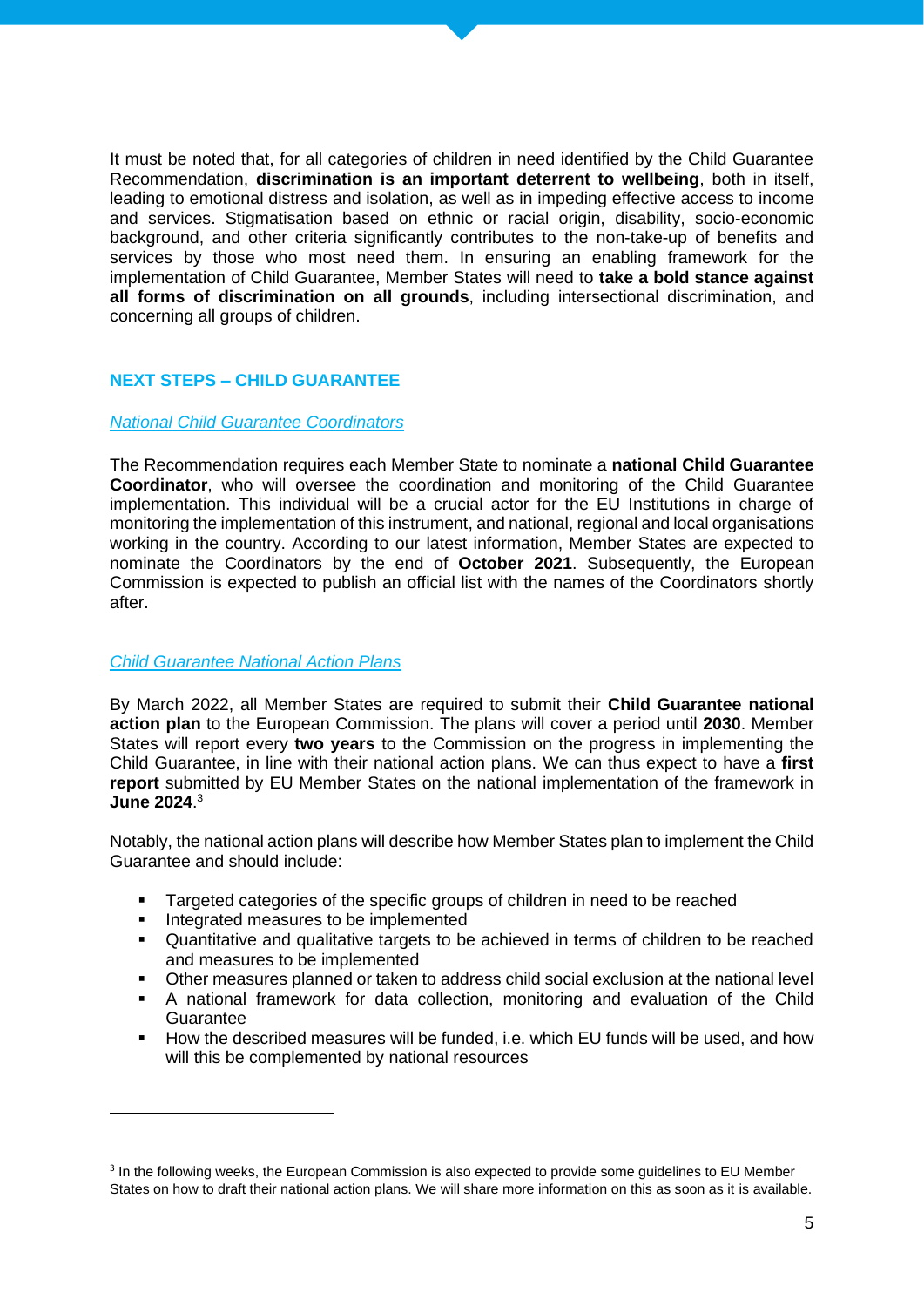It must be noted that, for all categories of children in need identified by the Child Guarantee Recommendation, **discrimination is an important deterrent to wellbeing**, both in itself, leading to emotional distress and isolation, as well as in impeding effective access to income and services. Stigmatisation based on ethnic or racial origin, disability, socio-economic background, and other criteria significantly contributes to the non-take-up of benefits and services by those who most need them. In ensuring an enabling framework for the implementation of Child Guarantee, Member States will need to **take a bold stance against all forms of discrimination on all grounds**, including intersectional discrimination, and concerning all groups of children.

## NEXT STEPS – CHILD GUARANTEE

### *National Child Guarantee Coordinators*

The Recommendation requires each Member State to nominate a **national Child Guarantee Coordinator**, who will oversee the coordination and monitoring of the Child Guarantee implementation. This individual will be a crucial actor for the EU Institutions in charge of monitoring the implementation of this instrument, and national, regional and local organisations working in the country. According to our latest information, Member States are expected to nominate the Coordinators by the end of **October 2021**. Subsequently, the European Commission is expected to publish an official list with the names of the Coordinators shortly after.

### *Child Guarantee National Action Plans*

By March 2022, all Member States are required to submit their **Child Guarantee national action plan** to the European Commission. The plans will cover a period until **2030**. Member States will report every **two years** to the Commission on the progress in implementing the Child Guarantee, in line with their national action plans. We can thus expect to have a **first report** submitted by EU Member States on the national implementation of the framework in **June 2024**.[3]

Notably, the national action plans will describe how Member States plan to implement the Child Guarantee and should include:

- Targeted categories of the specific groups of children in need to be reached
- Integrated measures to be implemented
- Quantitative and qualitative targets to be achieved in terms of children to be reached and measures to be implemented
- Other measures planned or taken to address child social exclusion at the national level
- A national framework for data collection, monitoring and evaluation of the Child Guarantee
- How the described measures will be funded, i.e. which EU funds will be used, and how will this be complemented by national resources

---

[3] In the following weeks, the European Commission is also expected to provide some guidelines to EU Member States on how to draft their national action plans. We will share more information on this as soon as it is available.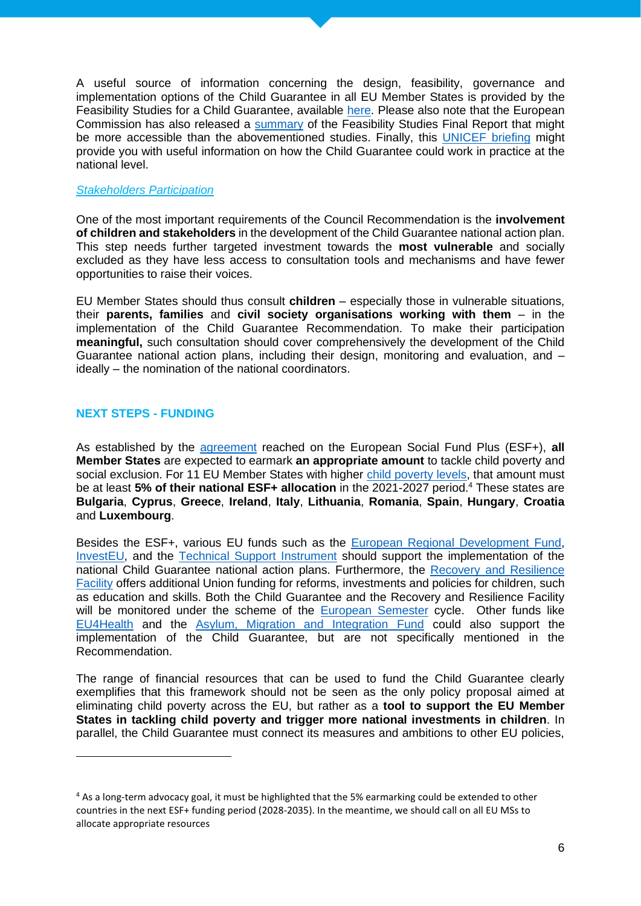A useful source of information concerning the design, feasibility, governance and implementation options of the Child Guarantee in all EU Member States is provided by the Feasibility Studies for a Child Guarantee, available here. Please also note that the European Commission has also released a summary of the Feasibility Studies Final Report that might be more accessible than the abovementioned studies. Finally, this UNICEF briefing might provide you with useful information on how the Child Guarantee could work in practice at the national level.

*Stakeholders Participation*

One of the most important requirements of the Council Recommendation is the **involvement of children and stakeholders** in the development of the Child Guarantee national action plan. This step needs further targeted investment towards the **most vulnerable** and socially excluded as they have less access to consultation tools and mechanisms and have fewer opportunities to raise their voices.

EU Member States should thus consult **children** – especially those in vulnerable situations, their **parents, families** and **civil society organisations working with them** – in the implementation of the Child Guarantee Recommendation. To make their participation **meaningful,** such consultation should cover comprehensively the development of the Child Guarantee national action plans, including their design, monitoring and evaluation, and – ideally – the nomination of the national coordinators.

## NEXT STEPS - FUNDING

As established by the agreement reached on the European Social Fund Plus (ESF+), **all Member States** are expected to earmark **an appropriate amount** to tackle child poverty and social exclusion. For 11 EU Member States with higher child poverty levels, that amount must be at least **5% of their national ESF+ allocation** in the 2021-2027 period.[4] These states are **Bulgaria**, **Cyprus**, **Greece**, **Ireland**, **Italy**, **Lithuania**, **Romania**, **Spain**, **Hungary**, **Croatia** and **Luxembourg**.

Besides the ESF+, various EU funds such as the European Regional Development Fund, InvestEU, and the Technical Support Instrument should support the implementation of the national Child Guarantee national action plans. Furthermore, the Recovery and Resilience Facility offers additional Union funding for reforms, investments and policies for children, such as education and skills. Both the Child Guarantee and the Recovery and Resilience Facility will be monitored under the scheme of the European Semester cycle. Other funds like EU4Health and the Asylum, Migration and Integration Fund could also support the implementation of the Child Guarantee, but are not specifically mentioned in the Recommendation.

The range of financial resources that can be used to fund the Child Guarantee clearly exemplifies that this framework should not be seen as the only policy proposal aimed at eliminating child poverty across the EU, but rather as a **tool to support the EU Member States in tackling child poverty and trigger more national investments in children**. In parallel, the Child Guarantee must connect its measures and ambitions to other EU policies,

[4] As a long-term advocacy goal, it must be highlighted that the 5% earmarking could be extended to other countries in the next ESF+ funding period (2028-2035). In the meantime, we should call on all EU MSs to allocate appropriate resources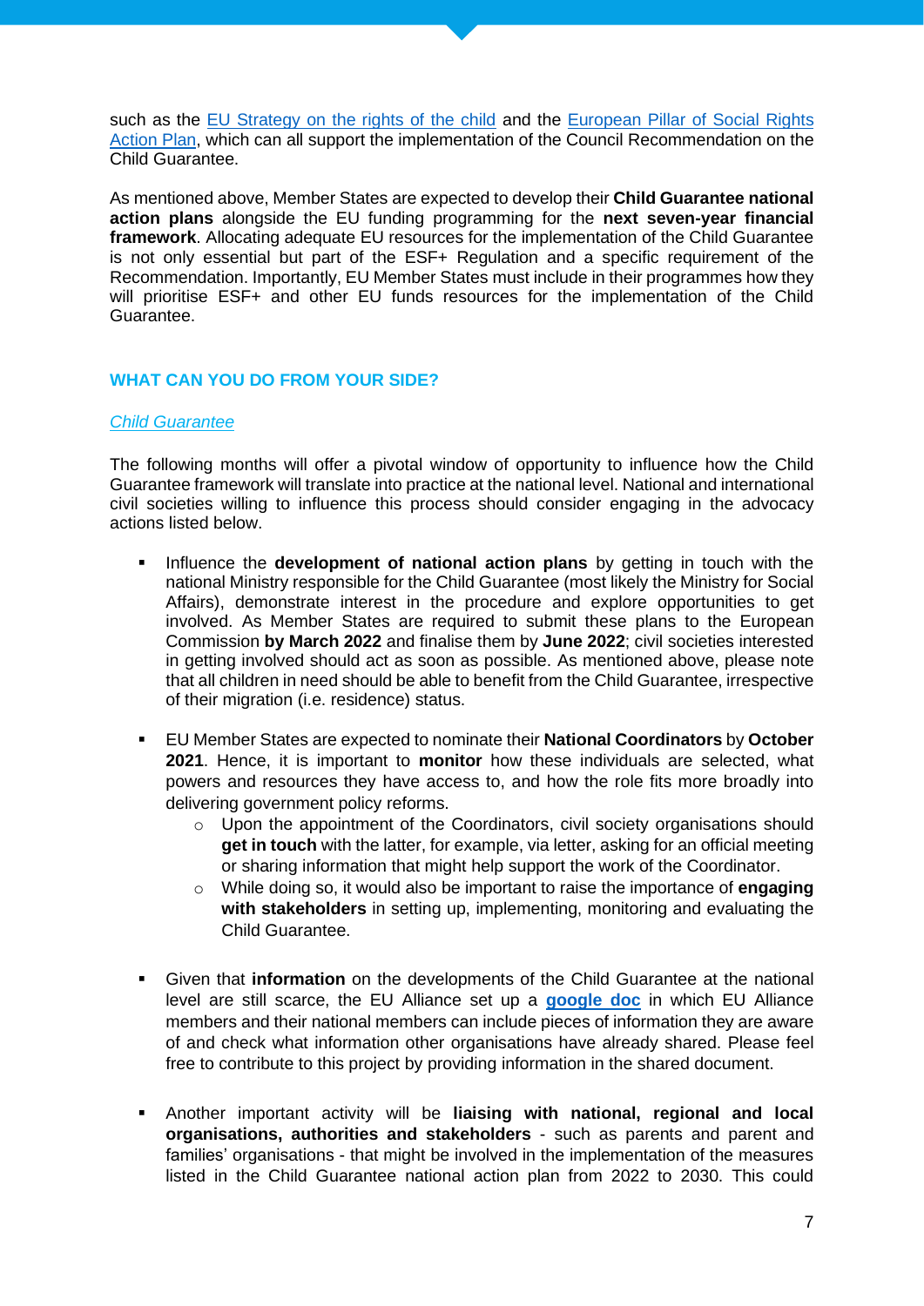such as the EU Strategy on the rights of the child and the European Pillar of Social Rights Action Plan, which can all support the implementation of the Council Recommendation on the Child Guarantee.

As mentioned above, Member States are expected to develop their **Child Guarantee national action plans** alongside the EU funding programming for the **next seven-year financial framework**. Allocating adequate EU resources for the implementation of the Child Guarantee is not only essential but part of the ESF+ Regulation and a specific requirement of the Recommendation. Importantly, EU Member States must include in their programmes how they will prioritise ESF+ and other EU funds resources for the implementation of the Child Guarantee.

## WHAT CAN YOU DO FROM YOUR SIDE?

### *Child Guarantee*

The following months will offer a pivotal window of opportunity to influence how the Child Guarantee framework will translate into practice at the national level. National and international civil societies willing to influence this process should consider engaging in the advocacy actions listed below.

- Influence the **development of national action plans** by getting in touch with the national Ministry responsible for the Child Guarantee (most likely the Ministry for Social Affairs), demonstrate interest in the procedure and explore opportunities to get involved. As Member States are required to submit these plans to the European Commission **by March 2022** and finalise them by **June 2022**; civil societies interested in getting involved should act as soon as possible. As mentioned above, please note that all children in need should be able to benefit from the Child Guarantee, irrespective of their migration (i.e. residence) status.

- EU Member States are expected to nominate their **National Coordinators** by **October 2021**. Hence, it is important to **monitor** how these individuals are selected, what powers and resources they have access to, and how the role fits more broadly into delivering government policy reforms.
  - Upon the appointment of the Coordinators, civil society organisations should **get in touch** with the latter, for example, via letter, asking for an official meeting or sharing information that might help support the work of the Coordinator.
  - While doing so, it would also be important to raise the importance of **engaging with stakeholders** in setting up, implementing, monitoring and evaluating the Child Guarantee.

- Given that **information** on the developments of the Child Guarantee at the national level are still scarce, the EU Alliance set up a **google doc** in which EU Alliance members and their national members can include pieces of information they are aware of and check what information other organisations have already shared. Please feel free to contribute to this project by providing information in the shared document.

- Another important activity will be **liaising with national, regional and local organisations, authorities and stakeholders** - such as parents and parent and families' organisations - that might be involved in the implementation of the measures listed in the Child Guarantee national action plan from 2022 to 2030. This could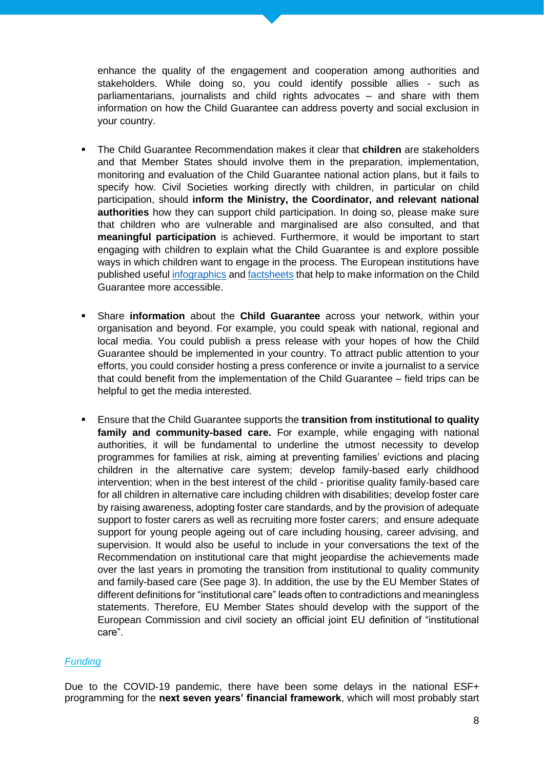enhance the quality of the engagement and cooperation among authorities and stakeholders. While doing so, you could identify possible allies - such as parliamentarians, journalists and child rights advocates – and share with them information on how the Child Guarantee can address poverty and social exclusion in your country.

- The Child Guarantee Recommendation makes it clear that **children** are stakeholders and that Member States should involve them in the preparation, implementation, monitoring and evaluation of the Child Guarantee national action plans, but it fails to specify how. Civil Societies working directly with children, in particular on child participation, should **inform the Ministry, the Coordinator, and relevant national authorities** how they can support child participation. In doing so, please make sure that children who are vulnerable and marginalised are also consulted, and that **meaningful participation** is achieved. Furthermore, it would be important to start engaging with children to explain what the Child Guarantee is and explore possible ways in which children want to engage in the process. The European institutions have published useful [infographics] and [factsheets] that help to make information on the Child Guarantee more accessible.

- Share **information** about the **Child Guarantee** across your network, within your organisation and beyond. For example, you could speak with national, regional and local media. You could publish a press release with your hopes of how the Child Guarantee should be implemented in your country. To attract public attention to your efforts, you could consider hosting a press conference or invite a journalist to a service that could benefit from the implementation of the Child Guarantee – field trips can be helpful to get the media interested.

- Ensure that the Child Guarantee supports the **transition from institutional to quality family and community-based care.** For example, while engaging with national authorities, it will be fundamental to underline the utmost necessity to develop programmes for families at risk, aiming at preventing families' evictions and placing children in the alternative care system; develop family-based early childhood intervention; when in the best interest of the child - prioritise quality family-based care for all children in alternative care including children with disabilities; develop foster care by raising awareness, adopting foster care standards, and by the provision of adequate support to foster carers as well as recruiting more foster carers; and ensure adequate support for young people ageing out of care including housing, career advising, and supervision. It would also be useful to include in your conversations the text of the Recommendation on institutional care that might jeopardise the achievements made over the last years in promoting the transition from institutional to quality community and family-based care (See page 3). In addition, the use by the EU Member States of different definitions for "institutional care" leads often to contradictions and meaningless statements. Therefore, EU Member States should develop with the support of the European Commission and civil society an official joint EU definition of "institutional care".

### *Funding*

Due to the COVID-19 pandemic, there have been some delays in the national ESF+ programming for the **next seven years' financial framework**, which will most probably start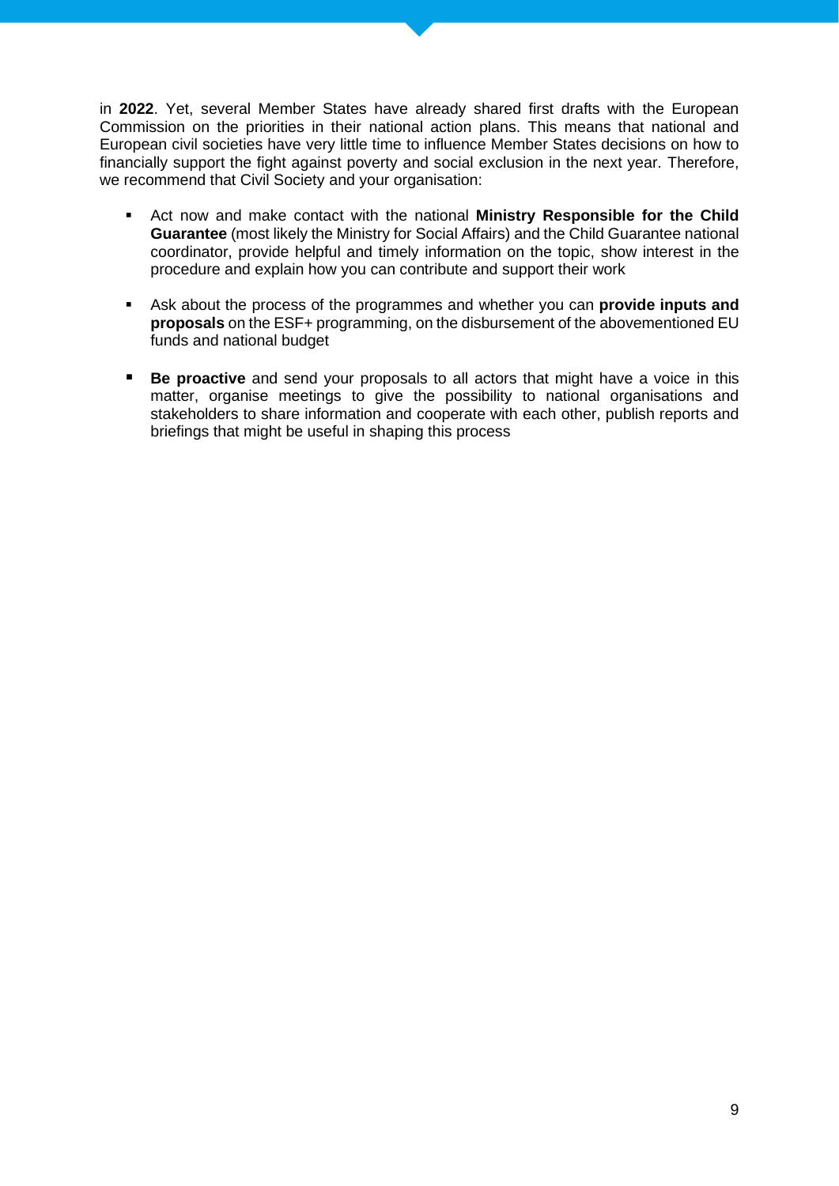in **2022**. Yet, several Member States have already shared first drafts with the European Commission on the priorities in their national action plans. This means that national and European civil societies have very little time to influence Member States decisions on how to financially support the fight against poverty and social exclusion in the next year. Therefore, we recommend that Civil Society and your organisation:

- Act now and make contact with the national **Ministry Responsible for the Child Guarantee** (most likely the Ministry for Social Affairs) and the Child Guarantee national coordinator, provide helpful and timely information on the topic, show interest in the procedure and explain how you can contribute and support their work
- Ask about the process of the programmes and whether you can **provide inputs and proposals** on the ESF+ programming, on the disbursement of the abovementioned EU funds and national budget
- **Be proactive** and send your proposals to all actors that might have a voice in this matter, organise meetings to give the possibility to national organisations and stakeholders to share information and cooperate with each other, publish reports and briefings that might be useful in shaping this process